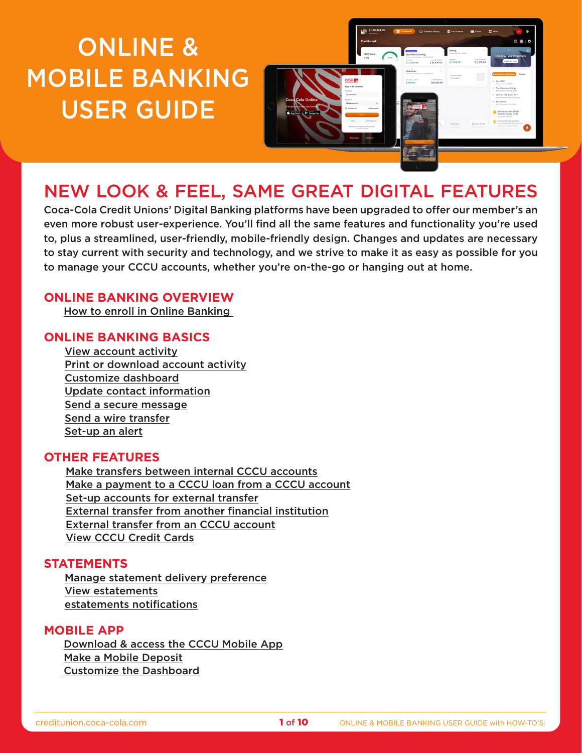# ONLINE & MOBILE BANKING USER GUIDE

## NEW LOOK & FEEL, SAME GREAT DIGITAL FEATURES

Coca-Cola Credit Unions' Digital Banking platforms have been upgraded to offer our member's an even more robust user-experience. You'll find all the same features and functionality you're used to, plus a streamlined, user-friendly, mobile-friendly design. Changes and updates are necessary to stay current with security and technology, and we strive to make it as easy as possible for you to manage your CCCU accounts, whether you're on-the-go or hanging out at home.

### ONLINE BANKING OVERVIEW

- How to enroll in Online Banking

### ONLINE BANKING BASICS

- View account activity
- Print or download account activity
- Customize dashboard
- Update contact information
- Send a secure message
- Send a wire transfer
- Set-up an alert

### OTHER FEATURES

- Make transfers between internal CCCU accounts
- Make a payment to a CCCU loan from a CCCU account
- Set-up accounts for external transfer
- External transfer from another financial institution
- External transfer from an CCCU account
- View CCCU Credit Cards

### STATEMENTS

- Manage statement delivery preference
- View estatements
- estatements notifications

### MOBILE APP

- Download & access the CCCU Mobile App
- Make a Mobile Deposit
- Customize the Dashboard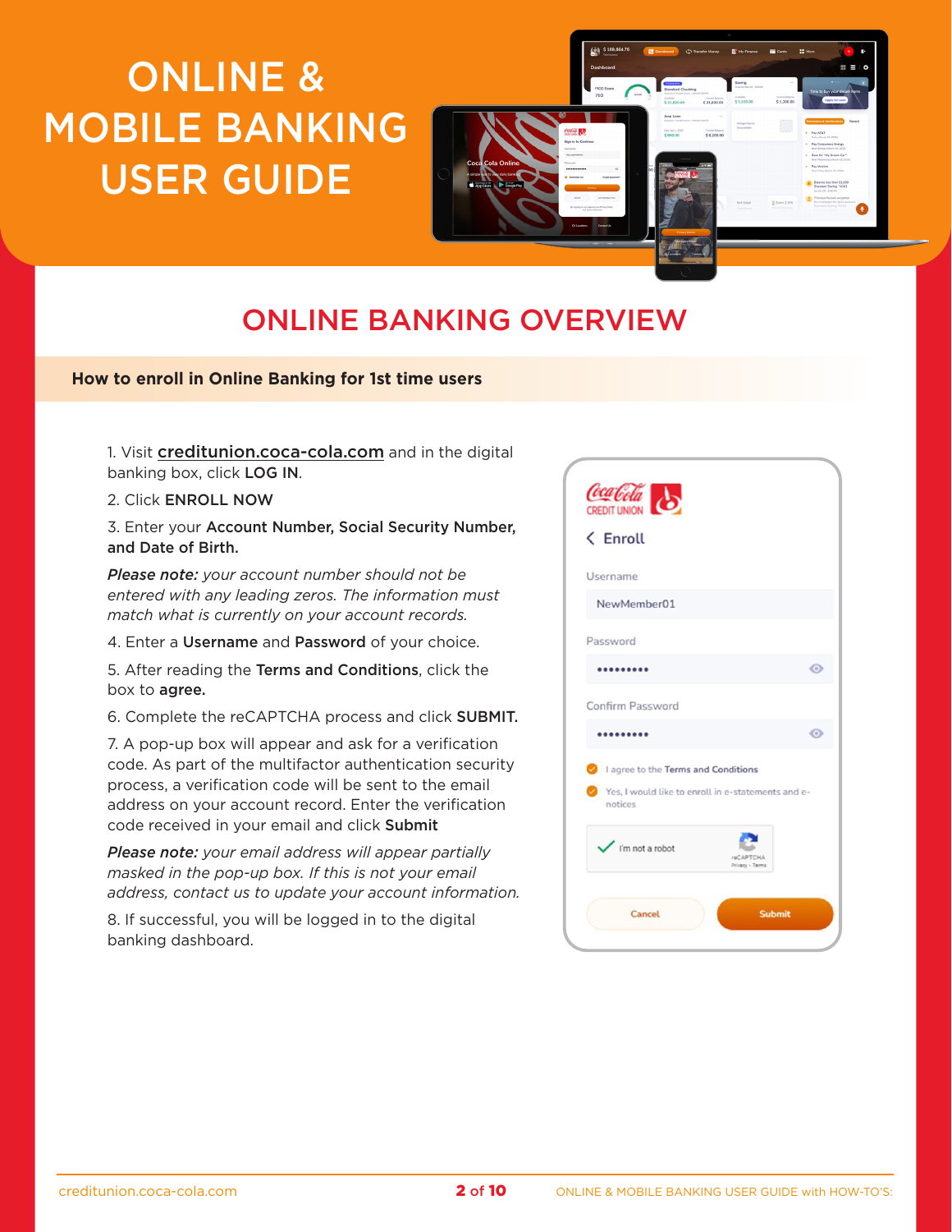# ONLINE & MOBILE BANKING USER GUIDE

## ONLINE BANKING OVERVIEW

### How to enroll in Online Banking for 1st time users

1. Visit creditunion.coca-cola.com and in the digital banking box, click **LOG IN**.
2. Click **ENROLL NOW**
3. Enter your **Account Number, Social Security Number, and Date of Birth.**

   ***Please note:*** *your account number should not be entered with any leading zeros. The information must match what is currently on your account records.*
4. Enter a **Username** and **Password** of your choice.
5. After reading the **Terms and Conditions**, click the box to **agree.**
6. Complete the reCAPTCHA process and click **SUBMIT.**
7. A pop-up box will appear and ask for a verification code. As part of the multifactor authentication security process, a verification code will be sent to the email address on your account record. Enter the verification code received in your email and click **Submit**

   ***Please note:*** *your email address will appear partially masked in the pop-up box. If this is not your email address, contact us to update your account information.*
8. If successful, you will be logged in to the digital banking dashboard.

Coca-Cola CREDIT UNION

< Enroll

Username

NewMember01

Password

Confirm Password

I agree to the Terms and Conditions

Yes, I would like to enroll in e-statements and e-notices

I'm not a robot

Cancel | Submit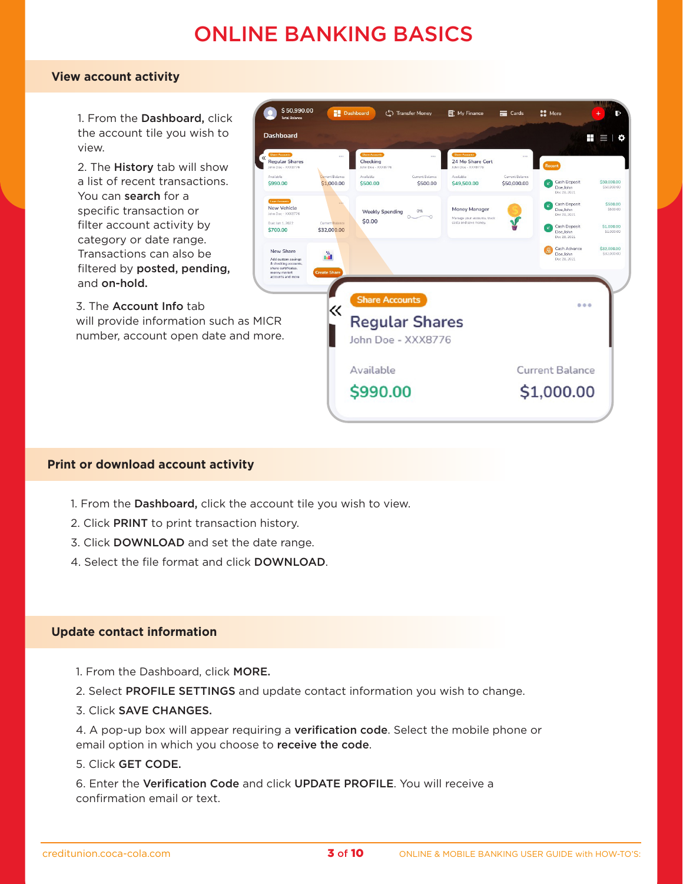# ONLINE BANKING BASICS

## View account activity

1. From the **Dashboard,** click the account tile you wish to view.

2. The **History** tab will show a list of recent transactions. You can **search** for a specific transaction or filter account activity by category or date range. Transactions can also be filtered by **posted, pending,** and **on-hold.**

3. The **Account Info** tab will provide information such as MICR number, account open date and more.

## Print or download account activity

1. From the **Dashboard,** click the account tile you wish to view.
2. Click **PRINT** to print transaction history.
3. Click **DOWNLOAD** and set the date range.
4. Select the file format and click **DOWNLOAD**.

## Update contact information

1. From the Dashboard, click **MORE.**

2. Select **PROFILE SETTINGS** and update contact information you wish to change.

3. Click **SAVE CHANGES.**

4. A pop-up box will appear requiring a **verification code**. Select the mobile phone or email option in which you choose to **receive the code**.

5. Click **GET CODE.**

6. Enter the **Verification Code** and click **UPDATE PROFILE**. You will receive a confirmation email or text.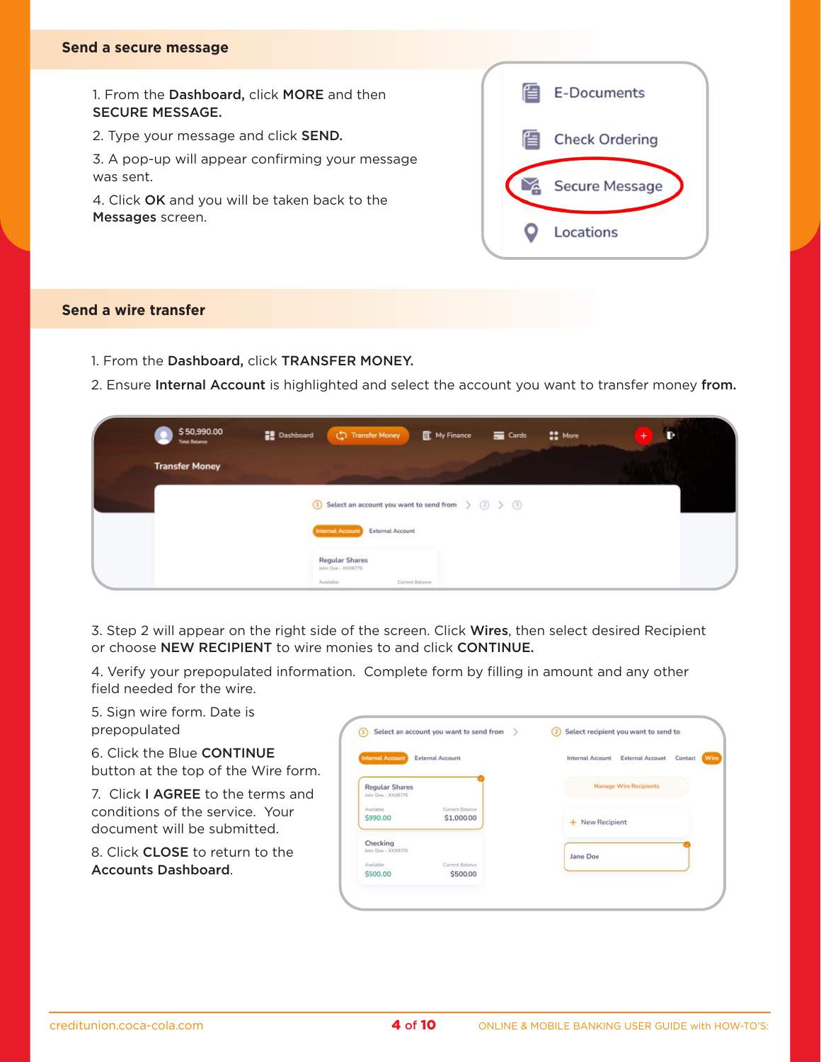## Send a secure message

1. From the **Dashboard,** click **MORE** and then **SECURE MESSAGE.**
2. Type your message and click **SEND.**
3. A pop-up will appear confirming your message was sent.
4. Click **OK** and you will be taken back to the **Messages** screen.

## Send a wire transfer

1. From the **Dashboard,** click **TRANSFER MONEY.**
2. Ensure **Internal Account** is highlighted and select the account you want to transfer money **from.**
3. Step 2 will appear on the right side of the screen. Click **Wires**, then select desired Recipient or choose **NEW RECIPIENT** to wire monies to and click **CONTINUE.**
4. Verify your prepopulated information. Complete form by filling in amount and any other field needed for the wire.
5. Sign wire form. Date is prepopulated
6. Click the Blue **CONTINUE** button at the top of the Wire form.
7. Click **I AGREE** to the terms and conditions of the service. Your document will be submitted.
8. Click **CLOSE** to return to the **Accounts Dashboard**.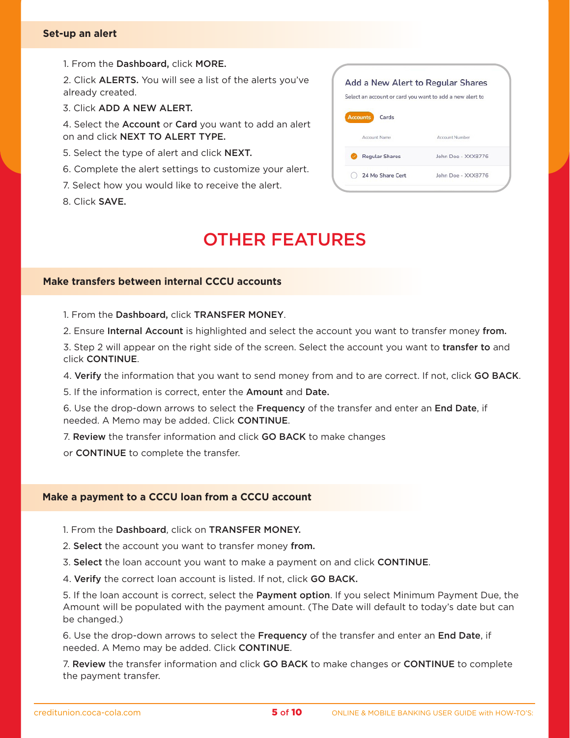## Set-up an alert

1. From the **Dashboard,** click **MORE.**
2. Click **ALERTS.** You will see a list of the alerts you've already created.
3. Click **ADD A NEW ALERT.**
4. Select the **Account** or **Card** you want to add an alert on and click **NEXT TO ALERT TYPE.**
5. Select the type of alert and click **NEXT.**
6. Complete the alert settings to customize your alert.
7. Select how you would like to receive the alert.
8. Click **SAVE.**

Add a New Alert to Regular Shares

Select an account or card you want to add a new alert to

Accounts | Cards

| | Account Name | Account Number |
|---|---|---|
| ✓ | Regular Shares | John Doe - XXX8776 |
| ○ | 24 Mo Share Cert | John Doe - XXX8776 |

# OTHER FEATURES

## Make transfers between internal CCCU accounts

1. From the **Dashboard,** click **TRANSFER MONEY**.
2. Ensure **Internal Account** is highlighted and select the account you want to transfer money **from.**
3. Step 2 will appear on the right side of the screen. Select the account you want to **transfer to** and click **CONTINUE**.
4. **Verify** the information that you want to send money from and to are correct. If not, click **GO BACK**.
5. If the information is correct, enter the **Amount** and **Date.**
6. Use the drop-down arrows to select the **Frequency** of the transfer and enter an **End Date**, if needed. A Memo may be added. Click **CONTINUE**.
7. **Review** the transfer information and click **GO BACK** to make changes or **CONTINUE** to complete the transfer.

## Make a payment to a CCCU loan from a CCCU account

1. From the **Dashboard**, click on **TRANSFER MONEY.**
2. **Select** the account you want to transfer money **from.**
3. **Select** the loan account you want to make a payment on and click **CONTINUE**.
4. **Verify** the correct loan account is listed. If not, click **GO BACK.**
5. If the loan account is correct, select the **Payment option**. If you select Minimum Payment Due, the Amount will be populated with the payment amount. (The Date will default to today's date but can be changed.)
6. Use the drop-down arrows to select the **Frequency** of the transfer and enter an **End Date**, if needed. A Memo may be added. Click **CONTINUE**.
7. **Review** the transfer information and click **GO BACK** to make changes or **CONTINUE** to complete the payment transfer.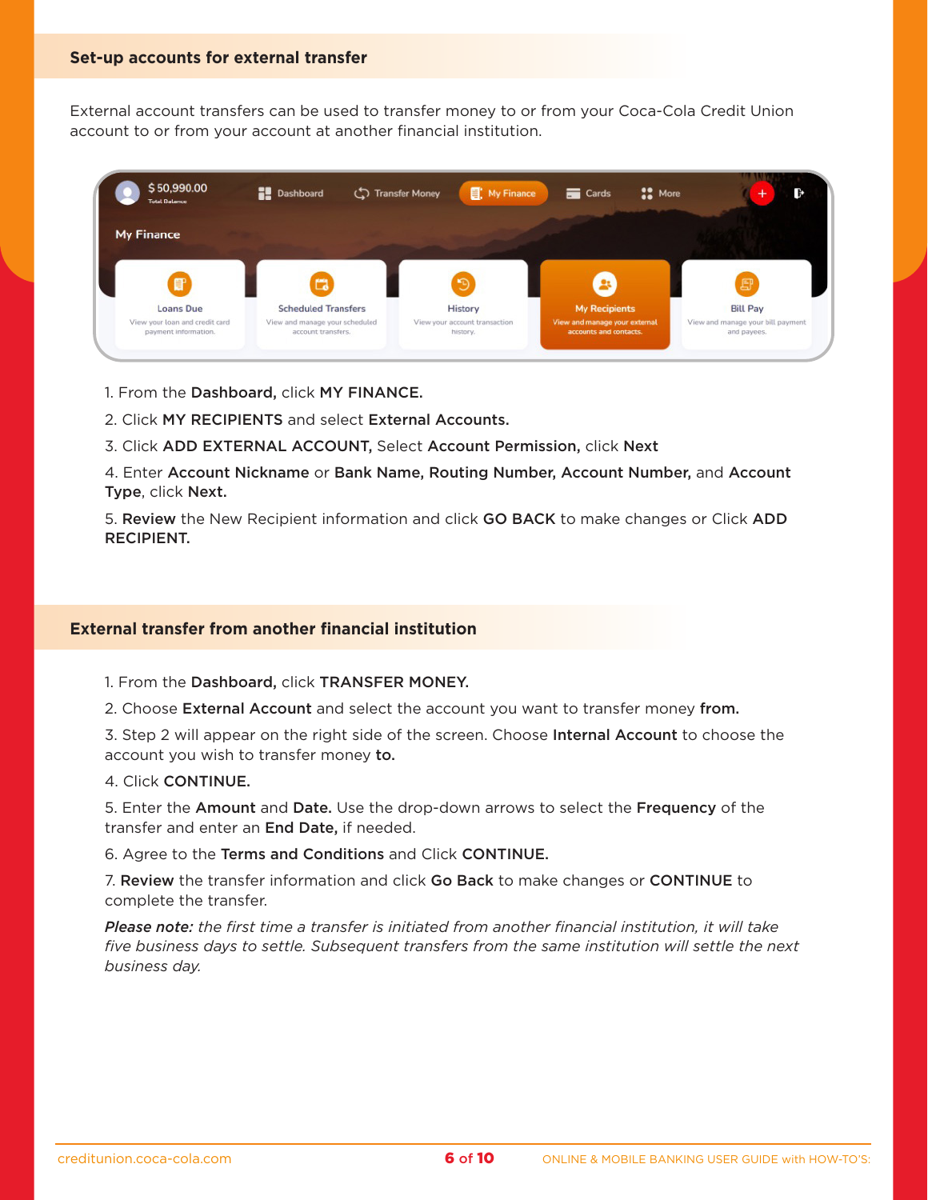## Set-up accounts for external transfer

External account transfers can be used to transfer money to or from your Coca-Cola Credit Union account to or from your account at another financial institution.

1. From the **Dashboard,** click **MY FINANCE.**
2. Click **MY RECIPIENTS** and select **External Accounts.**
3. Click **ADD EXTERNAL ACCOUNT,** Select **Account Permission,** click **Next**
4. Enter **Account Nickname** or **Bank Name, Routing Number, Account Number,** and **Account Type**, click **Next.**
5. **Review** the New Recipient information and click **GO BACK** to make changes or Click **ADD RECIPIENT.**

## External transfer from another financial institution

1. From the **Dashboard,** click **TRANSFER MONEY.**
2. Choose **External Account** and select the account you want to transfer money **from.**
3. Step 2 will appear on the right side of the screen. Choose **Internal Account** to choose the account you wish to transfer money **to.**
4. Click **CONTINUE.**
5. Enter the **Amount** and **Date.** Use the drop-down arrows to select the **Frequency** of the transfer and enter an **End Date,** if needed.
6. Agree to the **Terms and Conditions** and Click **CONTINUE.**
7. **Review** the transfer information and click **Go Back** to make changes or **CONTINUE** to complete the transfer.

***Please note:*** *the first time a transfer is initiated from another financial institution, it will take five business days to settle. Subsequent transfers from the same institution will settle the next business day.*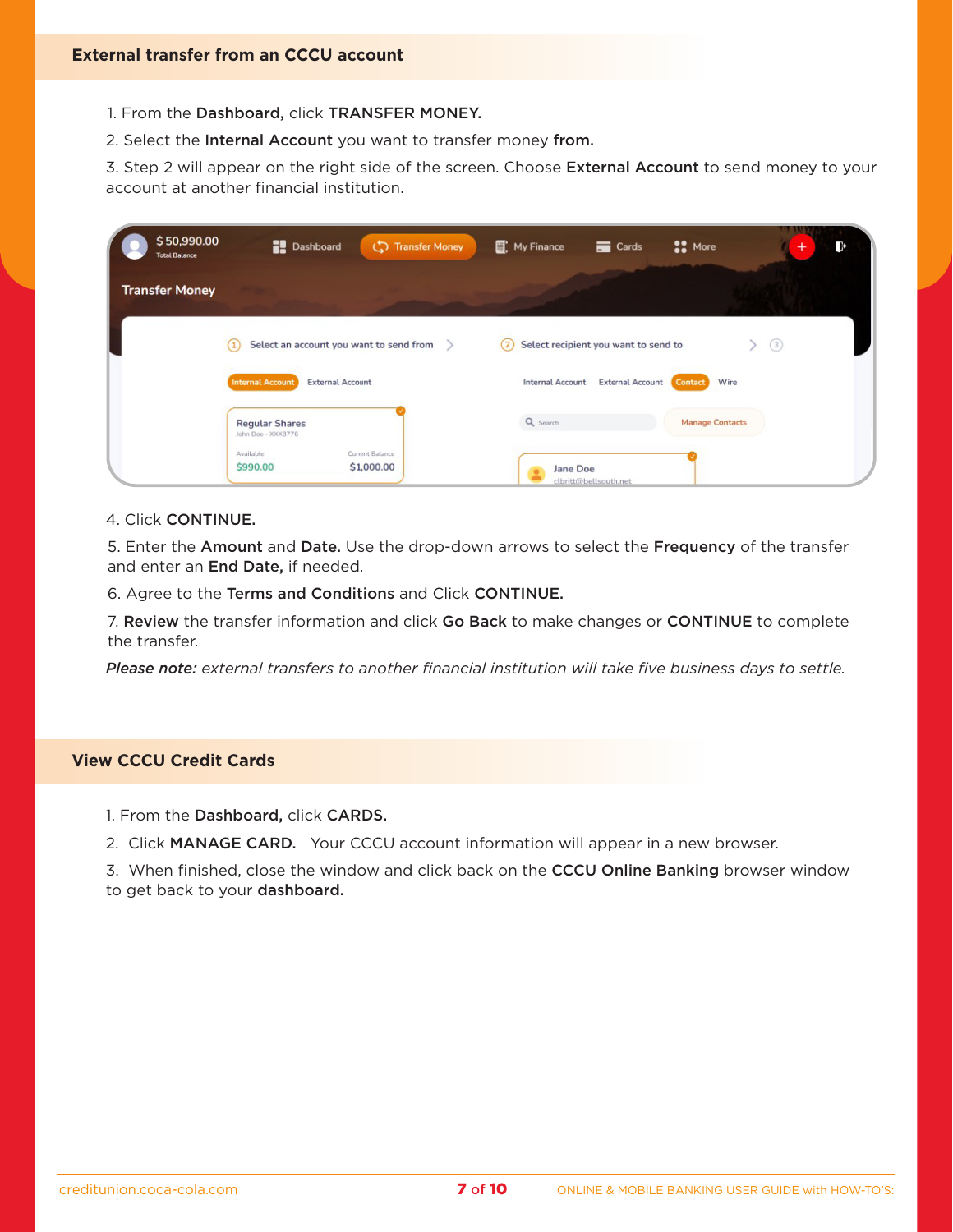## External transfer from an CCCU account

1. From the **Dashboard,** click **TRANSFER MONEY.**
2. Select the **Internal Account** you want to transfer money **from.**
3. Step 2 will appear on the right side of the screen. Choose **External Account** to send money to your account at another financial institution.
4. Click **CONTINUE.**
5. Enter the **Amount** and **Date.** Use the drop-down arrows to select the **Frequency** of the transfer and enter an **End Date,** if needed.
6. Agree to the **Terms and Conditions** and Click **CONTINUE.**
7. **Review** the transfer information and click **Go Back** to make changes or **CONTINUE** to complete the transfer.

***Please note:*** *external transfers to another financial institution will take five business days to settle.*

## View CCCU Credit Cards

1. From the **Dashboard,** click **CARDS.**
2. Click **MANAGE CARD.** Your CCCU account information will appear in a new browser.
3. When finished, close the window and click back on the **CCCU Online Banking** browser window to get back to your **dashboard.**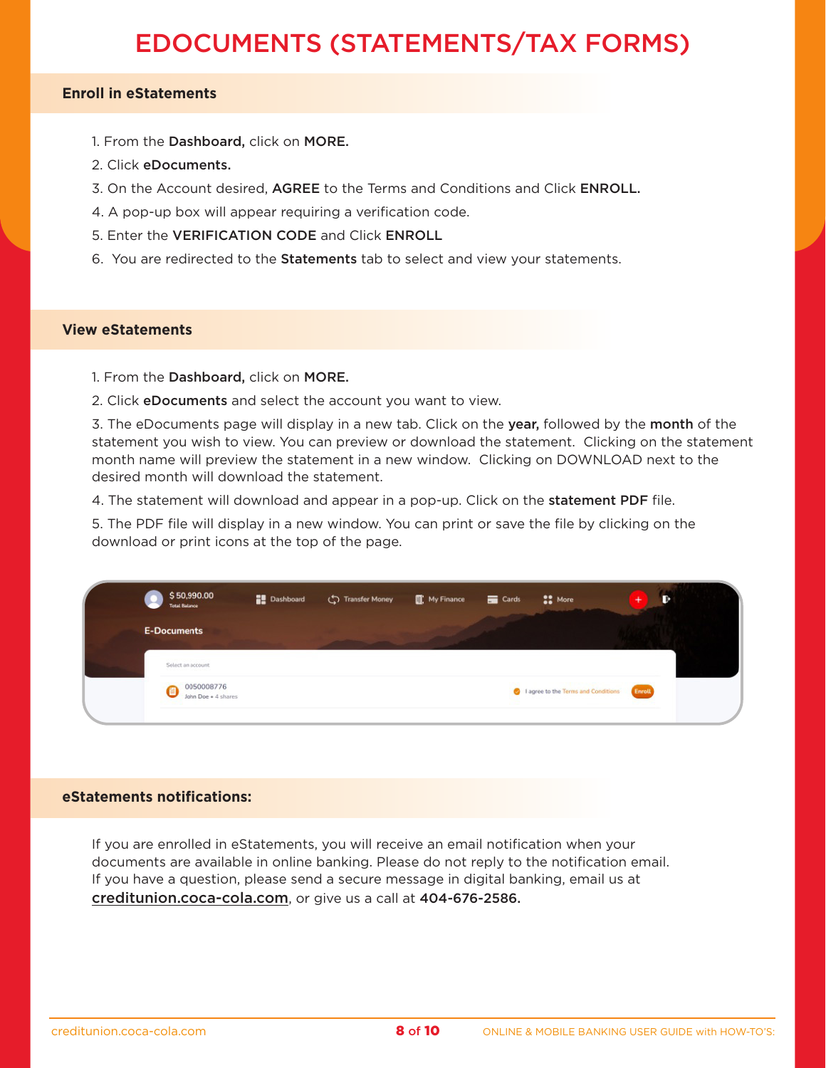# EDOCUMENTS (STATEMENTS/TAX FORMS)

## Enroll in eStatements

1. From the **Dashboard,** click on **MORE.**
2. Click **eDocuments.**
3. On the Account desired, **AGREE** to the Terms and Conditions and Click **ENROLL.**
4. A pop-up box will appear requiring a verification code.
5. Enter the **VERIFICATION CODE** and Click **ENROLL**
6. You are redirected to the **Statements** tab to select and view your statements.

## View eStatements

1. From the **Dashboard,** click on **MORE.**
2. Click **eDocuments** and select the account you want to view.
3. The eDocuments page will display in a new tab. Click on the **year,** followed by the **month** of the statement you wish to view. You can preview or download the statement. Clicking on the statement month name will preview the statement in a new window. Clicking on DOWNLOAD next to the desired month will download the statement.
4. The statement will download and appear in a pop-up. Click on the **statement PDF** file.
5. The PDF file will display in a new window. You can print or save the file by clicking on the download or print icons at the top of the page.

## eStatements notifications:

If you are enrolled in eStatements, you will receive an email notification when your documents are available in online banking. Please do not reply to the notification email. If you have a question, please send a secure message in digital banking, email us at creditunion.coca-cola.com, or give us a call at **404-676-2586.**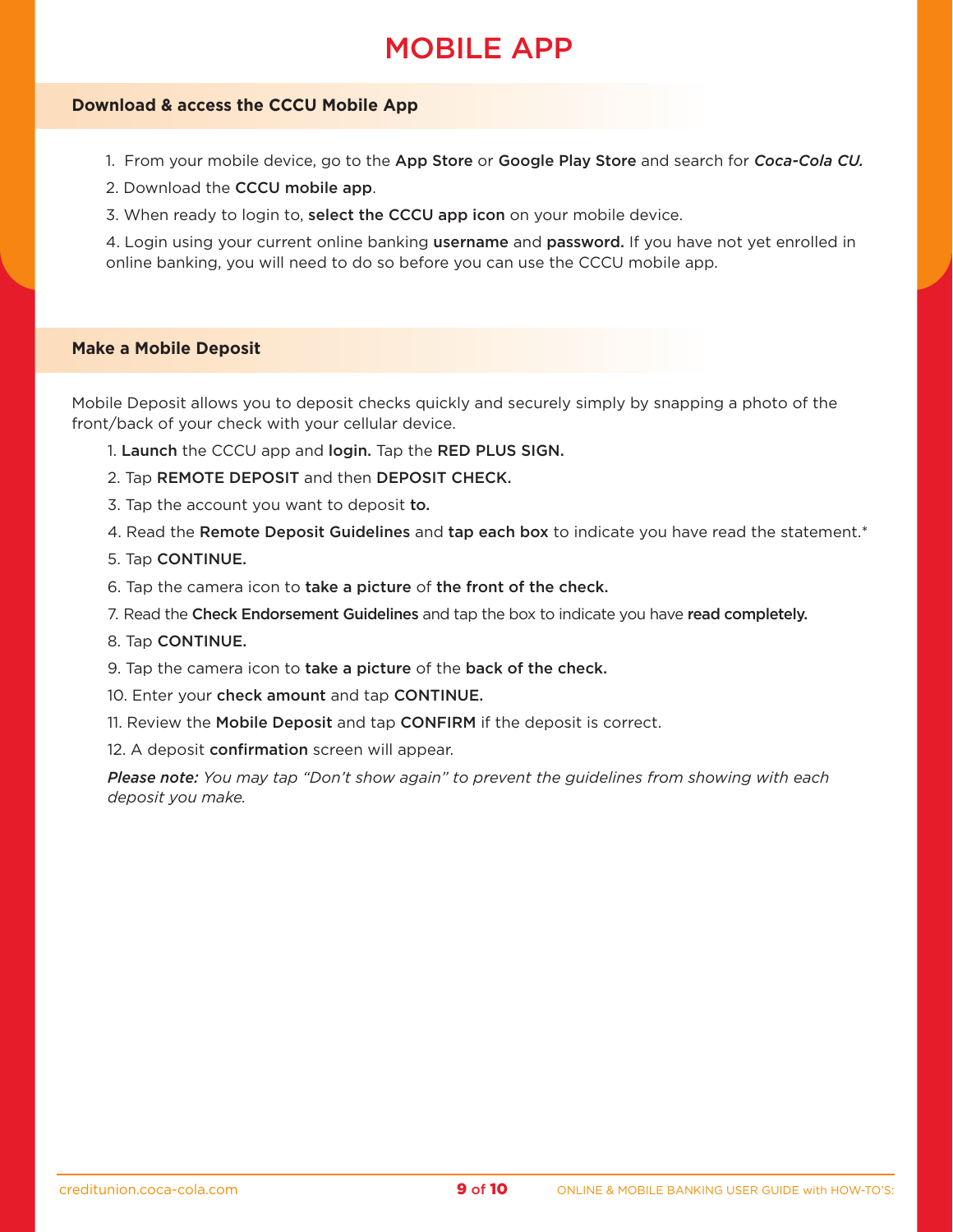# MOBILE APP

## Download & access the CCCU Mobile App

1. From your mobile device, go to the **App Store** or **Google Play Store** and search for ***Coca-Cola CU.***
2. Download the **CCCU mobile app**.
3. When ready to login to, **select the CCCU app icon** on your mobile device.
4. Login using your current online banking **username** and **password.** If you have not yet enrolled in online banking, you will need to do so before you can use the CCCU mobile app.

## Make a Mobile Deposit

Mobile Deposit allows you to deposit checks quickly and securely simply by snapping a photo of the front/back of your check with your cellular device.

1. **Launch** the CCCU app and **login.** Tap the **RED PLUS SIGN.**
2. Tap **REMOTE DEPOSIT** and then **DEPOSIT CHECK.**
3. Tap the account you want to deposit **to.**
4. Read the **Remote Deposit Guidelines** and **tap each box** to indicate you have read the statement.*
5. Tap **CONTINUE.**
6. Tap the camera icon to **take a picture** of **the front of the check.**
7. Read the **Check Endorsement Guidelines** and tap the box to indicate you have **read completely.**
8. Tap **CONTINUE.**
9. Tap the camera icon to **take a picture** of the **back of the check.**
10. Enter your **check amount** and tap **CONTINUE.**
11. Review the **Mobile Deposit** and tap **CONFIRM** if the deposit is correct.
12. A deposit **confirmation** screen will appear.

***Please note:*** *You may tap "Don't show again" to prevent the guidelines from showing with each deposit you make.*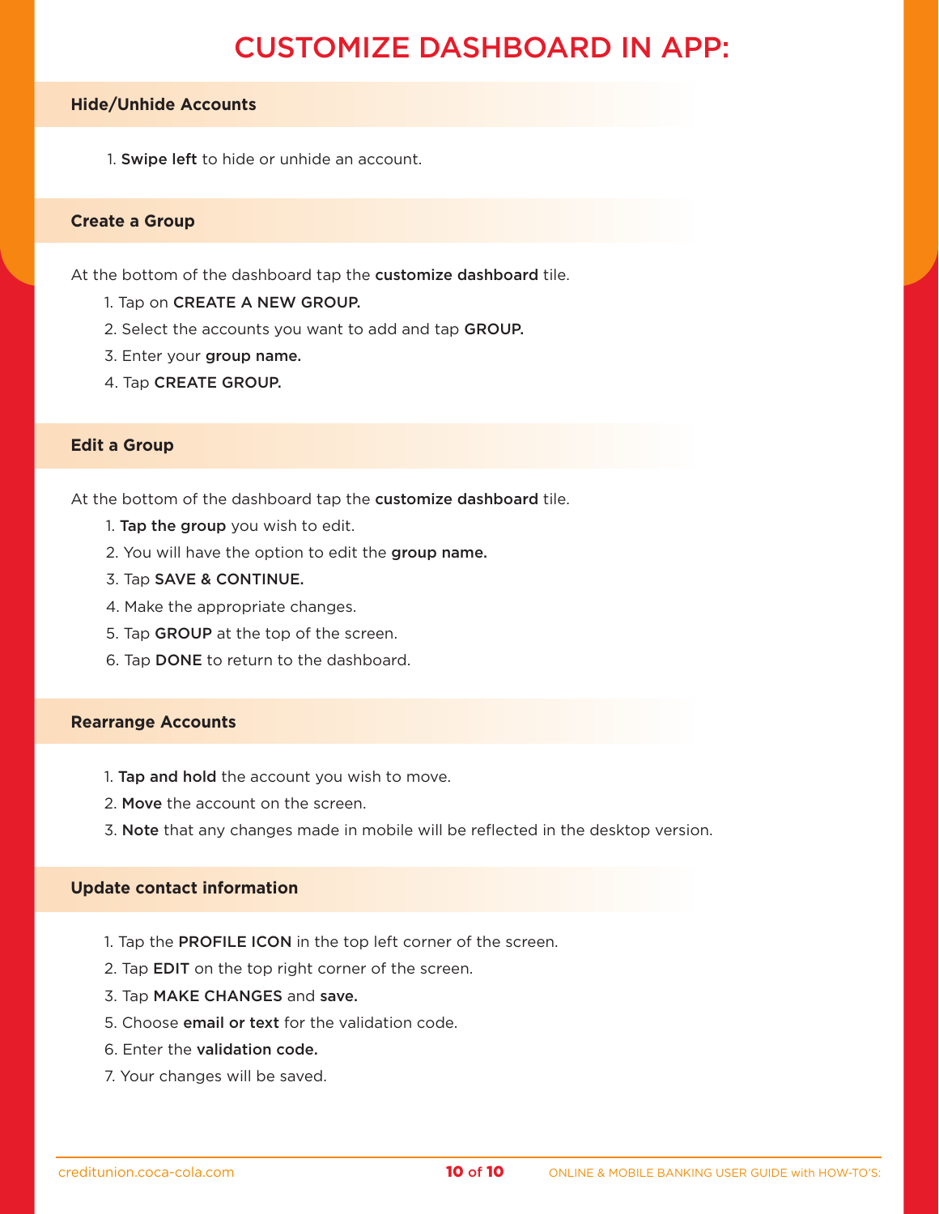# CUSTOMIZE DASHBOARD IN APP:

## Hide/Unhide Accounts

1. **Swipe left** to hide or unhide an account.

## Create a Group

At the bottom of the dashboard tap the **customize dashboard** tile.

1. Tap on **CREATE A NEW GROUP.**
2. Select the accounts you want to add and tap **GROUP.**
3. Enter your **group name.**
4. Tap **CREATE GROUP.**

## Edit a Group

At the bottom of the dashboard tap the **customize dashboard** tile.

1. **Tap the group** you wish to edit.
2. You will have the option to edit the **group name.**
3. Tap **SAVE & CONTINUE.**
4. Make the appropriate changes.
5. Tap **GROUP** at the top of the screen.
6. Tap **DONE** to return to the dashboard.

## Rearrange Accounts

1. **Tap and hold** the account you wish to move.
2. **Move** the account on the screen.
3. **Note** that any changes made in mobile will be reflected in the desktop version.

## Update contact information

1. Tap the **PROFILE ICON** in the top left corner of the screen.
2. Tap **EDIT** on the top right corner of the screen.
3. Tap **MAKE CHANGES** and **save.**

5. Choose **email or text** for the validation code.
6. Enter the **validation code.**
7. Your changes will be saved.